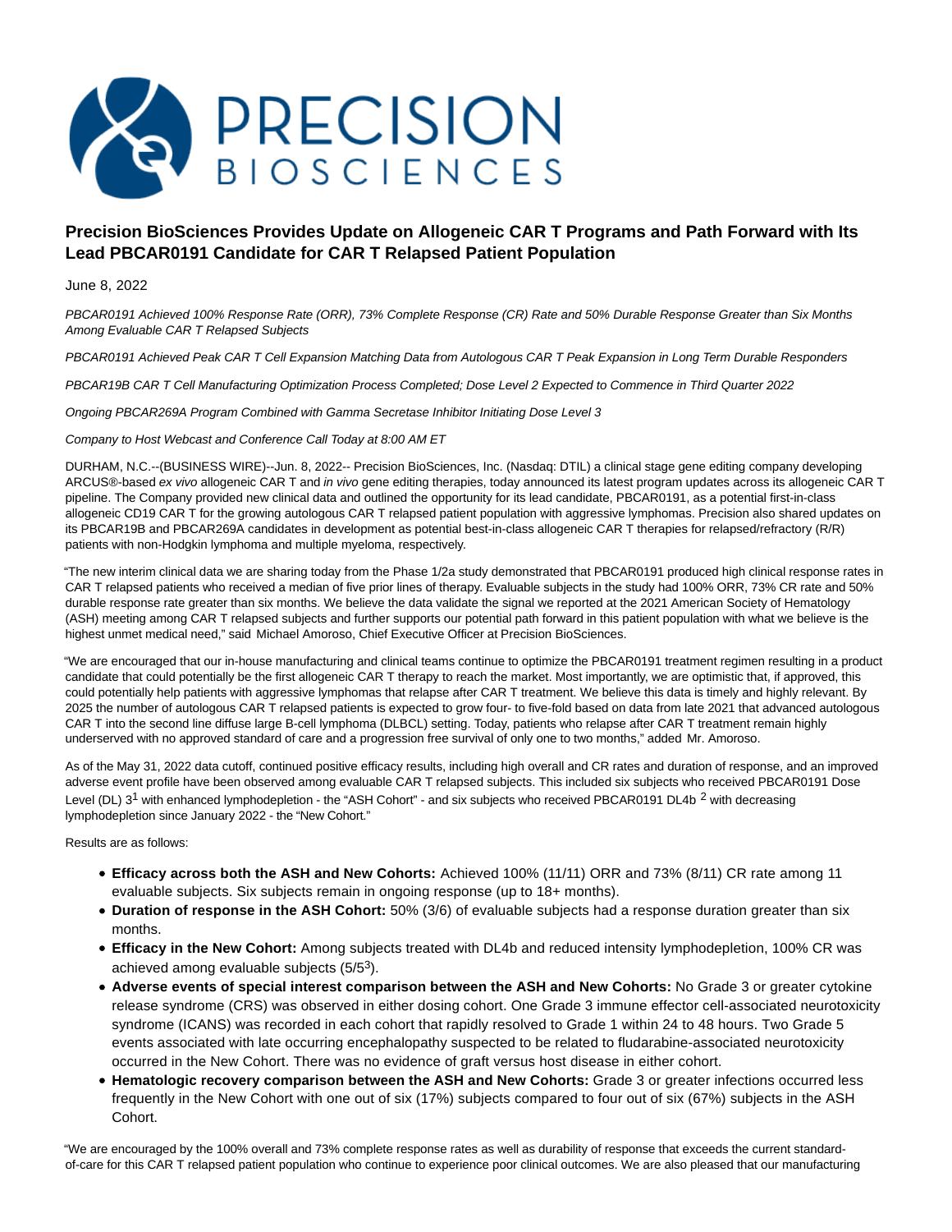# Precision BioSciences Provides Update on Allogeneic CAR T Programs and Path Forward with Its Lead PBCAR0191 Candidate for CAR T Relapsed Patient Population

June 8, 2022

*PBCAR0191 Achieved 100% Response Rate (ORR), 73% Complete Response (CR) Rate and 50% Durable Response Greater than Six Months Among Evaluable CAR T Relapsed Subjects*

*PBCAR0191 Achieved Peak CAR T Cell Expansion Matching Data from Autologous CAR T Peak Expansion in Long Term Durable Responders*

*PBCAR19B CAR T Cell Manufacturing Optimization Process Completed; Dose Level 2 Expected to Commence in Third Quarter 2022*

*Ongoing PBCAR269A Program Combined with Gamma Secretase Inhibitor Initiating Dose Level 3*

*Company to Host Webcast and Conference Call Today at 8:00 AM ET*

DURHAM, N.C.--(BUSINESS WIRE)--Jun. 8, 2022-- Precision BioSciences, Inc. (Nasdaq: DTIL) a clinical stage gene editing company developing ARCUS®-based *ex vivo* allogeneic CAR T and *in vivo* gene editing therapies, today announced its latest program updates across its allogeneic CAR T pipeline. The Company provided new clinical data and outlined the opportunity for its lead candidate, PBCAR0191, as a potential first-in-class allogeneic CD19 CAR T for the growing autologous CAR T relapsed patient population with aggressive lymphomas. Precision also shared updates on its PBCAR19B and PBCAR269A candidates in development as potential best-in-class allogeneic CAR T therapies for relapsed/refractory (R/R) patients with non-Hodgkin lymphoma and multiple myeloma, respectively.

"The new interim clinical data we are sharing today from the Phase 1/2a study demonstrated that PBCAR0191 produced high clinical response rates in CAR T relapsed patients who received a median of five prior lines of therapy. Evaluable subjects in the study had 100% ORR, 73% CR rate and 50% durable response rate greater than six months. We believe the data validate the signal we reported at the 2021 American Society of Hematology (ASH) meeting among CAR T relapsed subjects and further supports our potential path forward in this patient population with what we believe is the highest unmet medical need," said Michael Amoroso, Chief Executive Officer at Precision BioSciences.

"We are encouraged that our in-house manufacturing and clinical teams continue to optimize the PBCAR0191 treatment regimen resulting in a product candidate that could potentially be the first allogeneic CAR T therapy to reach the market. Most importantly, we are optimistic that, if approved, this could potentially help patients with aggressive lymphomas that relapse after CAR T treatment. We believe this data is timely and highly relevant. By 2025 the number of autologous CAR T relapsed patients is expected to grow four- to five-fold based on data from late 2021 that advanced autologous CAR T into the second line diffuse large B-cell lymphoma (DLBCL) setting. Today, patients who relapse after CAR T treatment remain highly underserved with no approved standard of care and a progression free survival of only one to two months," added Mr. Amoroso.

As of the May 31, 2022 data cutoff, continued positive efficacy results, including high overall and CR rates and duration of response, and an improved adverse event profile have been observed among evaluable CAR T relapsed subjects. This included six subjects who received PBCAR0191 Dose Level (DL) 3[1] with enhanced lymphodepletion - the "ASH Cohort" - and six subjects who received PBCAR0191 DL4b [2] with decreasing lymphodepletion since January 2022 - the "New Cohort."

Results are as follows:

- **Efficacy across both the ASH and New Cohorts:** Achieved 100% (11/11) ORR and 73% (8/11) CR rate among 11 evaluable subjects. Six subjects remain in ongoing response (up to 18+ months).
- **Duration of response in the ASH Cohort:** 50% (3/6) of evaluable subjects had a response duration greater than six months.
- **Efficacy in the New Cohort:** Among subjects treated with DL4b and reduced intensity lymphodepletion, 100% CR was achieved among evaluable subjects (5/5[3]).
- **Adverse events of special interest comparison between the ASH and New Cohorts:** No Grade 3 or greater cytokine release syndrome (CRS) was observed in either dosing cohort. One Grade 3 immune effector cell-associated neurotoxicity syndrome (ICANS) was recorded in each cohort that rapidly resolved to Grade 1 within 24 to 48 hours. Two Grade 5 events associated with late occurring encephalopathy suspected to be related to fludarabine-associated neurotoxicity occurred in the New Cohort. There was no evidence of graft versus host disease in either cohort.
- **Hematologic recovery comparison between the ASH and New Cohorts:** Grade 3 or greater infections occurred less frequently in the New Cohort with one out of six (17%) subjects compared to four out of six (67%) subjects in the ASH Cohort.

"We are encouraged by the 100% overall and 73% complete response rates as well as durability of response that exceeds the current standard-of-care for this CAR T relapsed patient population who continue to experience poor clinical outcomes. We are also pleased that our manufacturing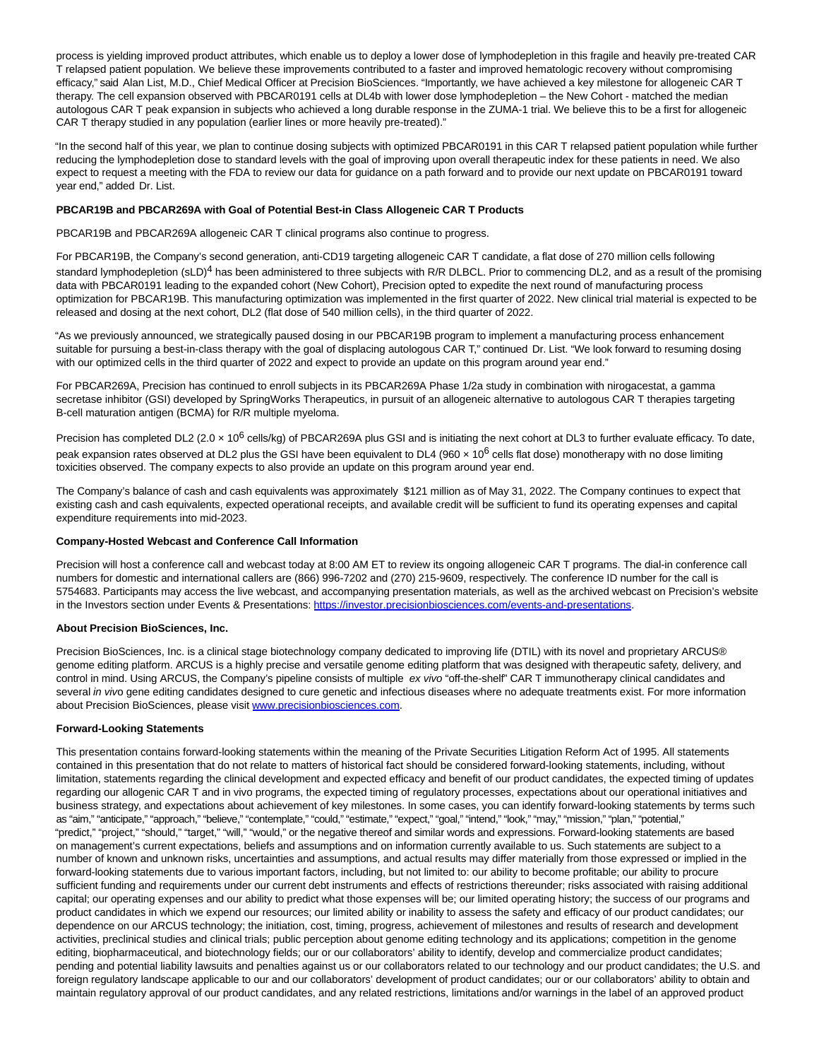process is yielding improved product attributes, which enable us to deploy a lower dose of lymphodepletion in this fragile and heavily pre-treated CAR T relapsed patient population. We believe these improvements contributed to a faster and improved hematologic recovery without compromising efficacy," said Alan List, M.D., Chief Medical Officer at Precision BioSciences. "Importantly, we have achieved a key milestone for allogeneic CAR T therapy. The cell expansion observed with PBCAR0191 cells at DL4b with lower dose lymphodepletion – the New Cohort - matched the median autologous CAR T peak expansion in subjects who achieved a long durable response in the ZUMA-1 trial. We believe this to be a first for allogeneic CAR T therapy studied in any population (earlier lines or more heavily pre-treated)."

"In the second half of this year, we plan to continue dosing subjects with optimized PBCAR0191 in this CAR T relapsed patient population while further reducing the lymphodepletion dose to standard levels with the goal of improving upon overall therapeutic index for these patients in need. We also expect to request a meeting with the FDA to review our data for guidance on a path forward and to provide our next update on PBCAR0191 toward year end," added Dr. List.

**PBCAR19B and PBCAR269A with Goal of Potential Best-in Class Allogeneic CAR T Products**

PBCAR19B and PBCAR269A allogeneic CAR T clinical programs also continue to progress.

For PBCAR19B, the Company's second generation, anti-CD19 targeting allogeneic CAR T candidate, a flat dose of 270 million cells following standard lymphodepletion (sLD)[4] has been administered to three subjects with R/R DLBCL. Prior to commencing DL2, and as a result of the promising data with PBCAR0191 leading to the expanded cohort (New Cohort), Precision opted to expedite the next round of manufacturing process optimization for PBCAR19B. This manufacturing optimization was implemented in the first quarter of 2022. New clinical trial material is expected to be released and dosing at the next cohort, DL2 (flat dose of 540 million cells), in the third quarter of 2022.

"As we previously announced, we strategically paused dosing in our PBCAR19B program to implement a manufacturing process enhancement suitable for pursuing a best-in-class therapy with the goal of displacing autologous CAR T," continued Dr. List. "We look forward to resuming dosing with our optimized cells in the third quarter of 2022 and expect to provide an update on this program around year end."

For PBCAR269A, Precision has continued to enroll subjects in its PBCAR269A Phase 1/2a study in combination with nirogacestat, a gamma secretase inhibitor (GSI) developed by SpringWorks Therapeutics, in pursuit of an allogeneic alternative to autologous CAR T therapies targeting B-cell maturation antigen (BCMA) for R/R multiple myeloma.

Precision has completed DL2 ($2.0 \times 10^6$ cells/kg) of PBCAR269A plus GSI and is initiating the next cohort at DL3 to further evaluate efficacy. To date, peak expansion rates observed at DL2 plus the GSI have been equivalent to DL4 ($960 \times 10^6$ cells flat dose) monotherapy with no dose limiting toxicities observed. The company expects to also provide an update on this program around year end.

The Company's balance of cash and cash equivalents was approximately $121 million as of May 31, 2022. The Company continues to expect that existing cash and cash equivalents, expected operational receipts, and available credit will be sufficient to fund its operating expenses and capital expenditure requirements into mid-2023.

**Company-Hosted Webcast and Conference Call Information**

Precision will host a conference call and webcast today at 8:00 AM ET to review its ongoing allogeneic CAR T programs. The dial-in conference call numbers for domestic and international callers are (866) 996-7202 and (270) 215-9609, respectively. The conference ID number for the call is 5754683. Participants may access the live webcast, and accompanying presentation materials, as well as the archived webcast on Precision's website in the Investors section under Events & Presentations: [https://investor.precisionbiosciences.com/events-and-presentations](https://investor.precisionbiosciences.com/events-and-presentations).

**About Precision BioSciences, Inc.**

Precision BioSciences, Inc. is a clinical stage biotechnology company dedicated to improving life (DTIL) with its novel and proprietary ARCUS® genome editing platform. ARCUS is a highly precise and versatile genome editing platform that was designed with therapeutic safety, delivery, and control in mind. Using ARCUS, the Company's pipeline consists of multiple *ex vivo* "off-the-shelf" CAR T immunotherapy clinical candidates and several *in vivo* gene editing candidates designed to cure genetic and infectious diseases where no adequate treatments exist. For more information about Precision BioSciences, please visit [www.precisionbiosciences.com](http://www.precisionbiosciences.com).

**Forward-Looking Statements**

This presentation contains forward-looking statements within the meaning of the Private Securities Litigation Reform Act of 1995. All statements contained in this presentation that do not relate to matters of historical fact should be considered forward-looking statements, including, without limitation, statements regarding the clinical development and expected efficacy and benefit of our product candidates, the expected timing of updates regarding our allogenic CAR T and in vivo programs, the expected timing of regulatory processes, expectations about our operational initiatives and business strategy, and expectations about achievement of key milestones. In some cases, you can identify forward-looking statements by terms such as "aim," "anticipate," "approach," "believe," "contemplate," "could," "estimate," "expect," "goal," "intend," "look," "may," "mission," "plan," "potential," "predict," "project," "should," "target," "will," "would," or the negative thereof and similar words and expressions. Forward-looking statements are based on management's current expectations, beliefs and assumptions and on information currently available to us. Such statements are subject to a number of known and unknown risks, uncertainties and assumptions, and actual results may differ materially from those expressed or implied in the forward-looking statements due to various important factors, including, but not limited to: our ability to become profitable; our ability to procure sufficient funding and requirements under our current debt instruments and effects of restrictions thereunder; risks associated with raising additional capital; our operating expenses and our ability to predict what those expenses will be; our limited operating history; the success of our programs and product candidates in which we expend our resources; our limited ability or inability to assess the safety and efficacy of our product candidates; our dependence on our ARCUS technology; the initiation, cost, timing, progress, achievement of milestones and results of research and development activities, preclinical studies and clinical trials; public perception about genome editing technology and its applications; competition in the genome editing, biopharmaceutical, and biotechnology fields; our or our collaborators' ability to identify, develop and commercialize product candidates; pending and potential liability lawsuits and penalties against us or our collaborators related to our technology and our product candidates; the U.S. and foreign regulatory landscape applicable to our and our collaborators' development of product candidates; our or our collaborators' ability to obtain and maintain regulatory approval of our product candidates, and any related restrictions, limitations and/or warnings in the label of an approved product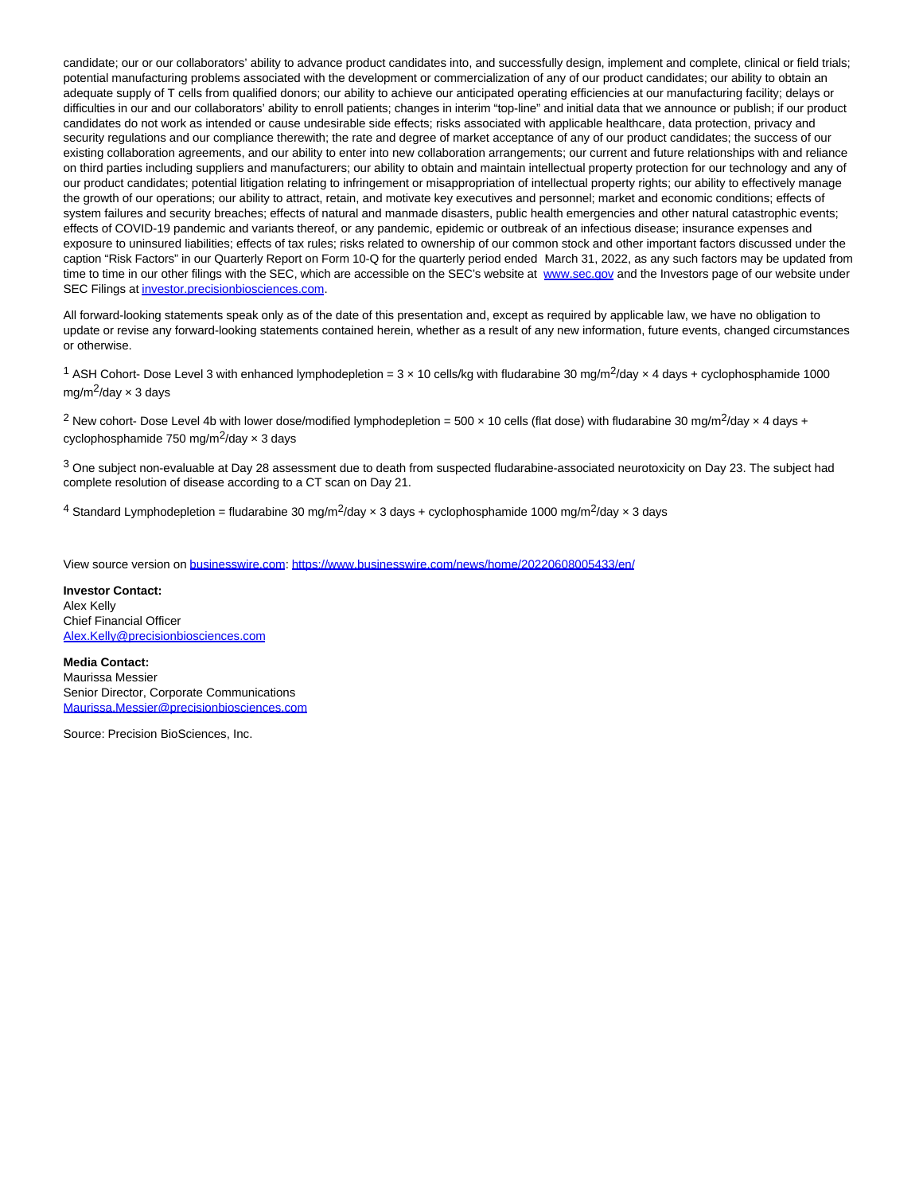candidate; our or our collaborators' ability to advance product candidates into, and successfully design, implement and complete, clinical or field trials; potential manufacturing problems associated with the development or commercialization of any of our product candidates; our ability to obtain an adequate supply of T cells from qualified donors; our ability to achieve our anticipated operating efficiencies at our manufacturing facility; delays or difficulties in our and our collaborators' ability to enroll patients; changes in interim "top-line" and initial data that we announce or publish; if our product candidates do not work as intended or cause undesirable side effects; risks associated with applicable healthcare, data protection, privacy and security regulations and our compliance therewith; the rate and degree of market acceptance of any of our product candidates; the success of our existing collaboration agreements, and our ability to enter into new collaboration arrangements; our current and future relationships with and reliance on third parties including suppliers and manufacturers; our ability to obtain and maintain intellectual property protection for our technology and any of our product candidates; potential litigation relating to infringement or misappropriation of intellectual property rights; our ability to effectively manage the growth of our operations; our ability to attract, retain, and motivate key executives and personnel; market and economic conditions; effects of system failures and security breaches; effects of natural and manmade disasters, public health emergencies and other natural catastrophic events; effects of COVID-19 pandemic and variants thereof, or any pandemic, epidemic or outbreak of an infectious disease; insurance expenses and exposure to uninsured liabilities; effects of tax rules; risks related to ownership of our common stock and other important factors discussed under the caption "Risk Factors" in our Quarterly Report on Form 10-Q for the quarterly period ended March 31, 2022, as any such factors may be updated from time to time in our other filings with the SEC, which are accessible on the SEC's website at www.sec.gov and the Investors page of our website under SEC Filings at investor.precisionbiosciences.com.

All forward-looking statements speak only as of the date of this presentation and, except as required by applicable law, we have no obligation to update or revise any forward-looking statements contained herein, whether as a result of any new information, future events, changed circumstances or otherwise.

[1] ASH Cohort- Dose Level 3 with enhanced lymphodepletion = 3 × 10 cells/kg with fludarabine 30 mg/m$^2$/day × 4 days + cyclophosphamide 1000 mg/m$^2$/day × 3 days

[2] New cohort- Dose Level 4b with lower dose/modified lymphodepletion = 500 × 10 cells (flat dose) with fludarabine 30 mg/m$^2$/day × 4 days + cyclophosphamide 750 mg/m$^2$/day × 3 days

[3] One subject non-evaluable at Day 28 assessment due to death from suspected fludarabine-associated neurotoxicity on Day 23. The subject had complete resolution of disease according to a CT scan on Day 21.

[4] Standard Lymphodepletion = fludarabine 30 mg/m$^2$/day × 3 days + cyclophosphamide 1000 mg/m$^2$/day × 3 days

View source version on businesswire.com: https://www.businesswire.com/news/home/20220608005433/en/

**Investor Contact:**
Alex Kelly
Chief Financial Officer
Alex.Kelly@precisionbiosciences.com

**Media Contact:**
Maurissa Messier
Senior Director, Corporate Communications
Maurissa.Messier@precisionbiosciences.com

Source: Precision BioSciences, Inc.